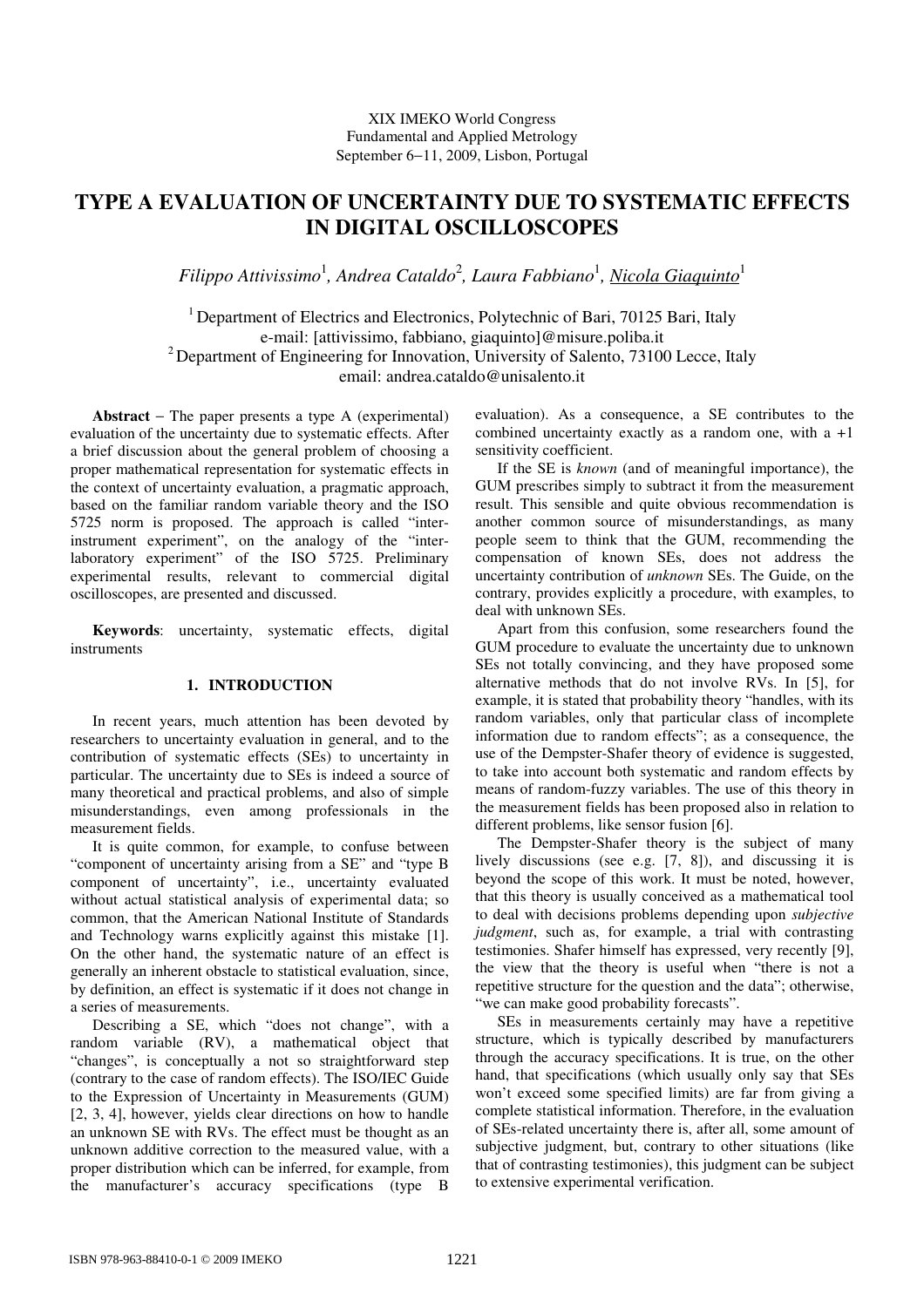XIX IMEKO World Congress
Fundamental and Applied Metrology
September 6−11, 2009, Lisbon, Portugal

# TYPE A EVALUATION OF UNCERTAINTY DUE TO SYSTEMATIC EFFECTS IN DIGITAL OSCILLOSCOPES

*Filippo Attivissimo*[1], *Andrea Cataldo*[2], *Laura Fabbiano*[1], *Nicola Giaquinto*[1]

[1] Department of Electrics and Electronics, Polytechnic of Bari, 70125 Bari, Italy
e-mail: [attivissimo, fabbiano, giaquinto]@misure.poliba.it
[2] Department of Engineering for Innovation, University of Salento, 73100 Lecce, Italy
email: andrea.cataldo@unisalento.it

**Abstract** − The paper presents a type A (experimental) evaluation of the uncertainty due to systematic effects. After a brief discussion about the general problem of choosing a proper mathematical representation for systematic effects in the context of uncertainty evaluation, a pragmatic approach, based on the familiar random variable theory and the ISO 5725 norm is proposed. The approach is called "inter-instrument experiment", on the analogy of the "inter-laboratory experiment" of the ISO 5725. Preliminary experimental results, relevant to commercial digital oscilloscopes, are presented and discussed.

**Keywords**: uncertainty, systematic effects, digital instruments

## 1. INTRODUCTION

In recent years, much attention has been devoted by researchers to uncertainty evaluation in general, and to the contribution of systematic effects (SEs) to uncertainty in particular. The uncertainty due to SEs is indeed a source of many theoretical and practical problems, and also of simple misunderstandings, even among professionals in the measurement fields.

It is quite common, for example, to confuse between "component of uncertainty arising from a SE" and "type B component of uncertainty", i.e., uncertainty evaluated without actual statistical analysis of experimental data; so common, that the American National Institute of Standards and Technology warns explicitly against this mistake [1]. On the other hand, the systematic nature of an effect is generally an inherent obstacle to statistical evaluation, since, by definition, an effect is systematic if it does not change in a series of measurements.

Describing a SE, which "does not change", with a random variable (RV), a mathematical object that "changes", is conceptually a not so straightforward step (contrary to the case of random effects). The ISO/IEC Guide to the Expression of Uncertainty in Measurements (GUM) [2, 3, 4], however, yields clear directions on how to handle an unknown SE with RVs. The effect must be thought as an unknown additive correction to the measured value, with a proper distribution which can be inferred, for example, from the manufacturer's accuracy specifications (type B evaluation). As a consequence, a SE contributes to the combined uncertainty exactly as a random one, with a +1 sensitivity coefficient.

If the SE is *known* (and of meaningful importance), the GUM prescribes simply to subtract it from the measurement result. This sensible and quite obvious recommendation is another common source of misunderstandings, as many people seem to think that the GUM, recommending the compensation of known SEs, does not address the uncertainty contribution of *unknown* SEs. The Guide, on the contrary, provides explicitly a procedure, with examples, to deal with unknown SEs.

Apart from this confusion, some researchers found the GUM procedure to evaluate the uncertainty due to unknown SEs not totally convincing, and they have proposed some alternative methods that do not involve RVs. In [5], for example, it is stated that probability theory "handles, with its random variables, only that particular class of incomplete information due to random effects"; as a consequence, the use of the Dempster-Shafer theory of evidence is suggested, to take into account both systematic and random effects by means of random-fuzzy variables. The use of this theory in the measurement fields has been proposed also in relation to different problems, like sensor fusion [6].

The Dempster-Shafer theory is the subject of many lively discussions (see e.g. [7, 8]), and discussing it is beyond the scope of this work. It must be noted, however, that this theory is usually conceived as a mathematical tool to deal with decisions problems depending upon *subjective judgment*, such as, for example, a trial with contrasting testimonies. Shafer himself has expressed, very recently [9], the view that the theory is useful when "there is not a repetitive structure for the question and the data"; otherwise, "we can make good probability forecasts".

SEs in measurements certainly may have a repetitive structure, which is typically described by manufacturers through the accuracy specifications. It is true, on the other hand, that specifications (which usually only say that SEs won't exceed some specified limits) are far from giving a complete statistical information. Therefore, in the evaluation of SEs-related uncertainty there is, after all, some amount of subjective judgment, but, contrary to other situations (like that of contrasting testimonies), this judgment can be subject to extensive experimental verification.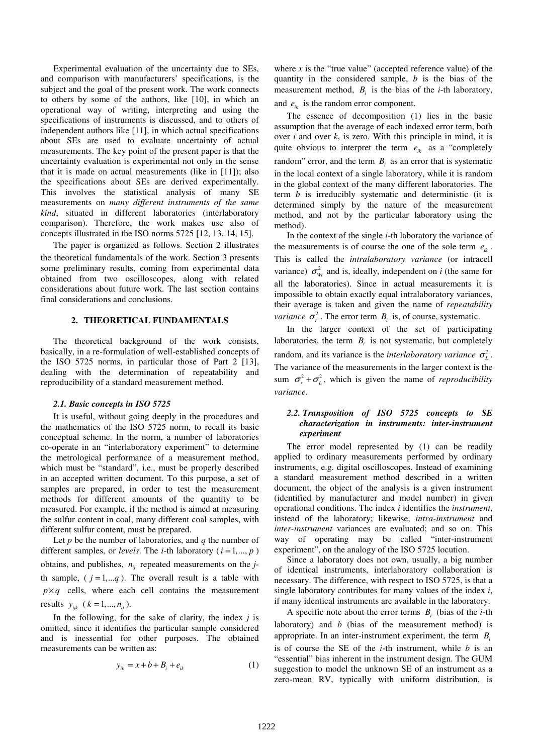Experimental evaluation of the uncertainty due to SEs, and comparison with manufacturers' specifications, is the subject and the goal of the present work. The work connects to others by some of the authors, like [10], in which an operational way of writing, interpreting and using the specifications of instruments is discussed, and to others of independent authors like [11], in which actual specifications about SEs are used to evaluate uncertainty of actual measurements. The key point of the present paper is that the uncertainty evaluation is experimental not only in the sense that it is made on actual measurements (like in [11]); also the specifications about SEs are derived experimentally. This involves the statistical analysis of many SE measurements on *many different instruments of the same kind*, situated in different laboratories (interlaboratory comparison). Therefore, the work makes use also of concepts illustrated in the ISO norms 5725 [12, 13, 14, 15].

The paper is organized as follows. Section 2 illustrates the theoretical fundamentals of the work. Section 3 presents some preliminary results, coming from experimental data obtained from two oscilloscopes, along with related considerations about future work. The last section contains final considerations and conclusions.

## 2. THEORETICAL FUNDAMENTALS

The theoretical background of the work consists, basically, in a re-formulation of well-established concepts of the ISO 5725 norms, in particular those of Part 2 [13], dealing with the determination of repeatability and reproducibility of a standard measurement method.

### 2.1. Basic concepts in ISO 5725

It is useful, without going deeply in the procedures and the mathematics of the ISO 5725 norm, to recall its basic conceptual scheme. In the norm, a number of laboratories co-operate in an "interlaboratory experiment" to determine the metrological performance of a measurement method, which must be "standard", i.e., must be properly described in an accepted written document. To this purpose, a set of samples are prepared, in order to test the measurement methods for different amounts of the quantity to be measured. For example, if the method is aimed at measuring the sulfur content in coal, many different coal samples, with different sulfur content, must be prepared.

Let $p$ be the number of laboratories, and $q$ the number of different samples, or *levels*. The $i$-th laboratory ($i = 1,..., p$) obtains, and publishes, $n_{ij}$ repeated measurements on the $j$-th sample, ($j = 1,...q$). The overall result is a table with $p \times q$ cells, where each cell contains the measurement results $y_{ijk}$ ($k = 1,..., n_{ij}$).

In the following, for the sake of clarity, the index $j$ is omitted, since it identifies the particular sample considered and is inessential for other purposes. The obtained measurements can be written as:

$$y_{ik} = x + b + B_i + e_{ik} \tag{1}$$

where $x$ is the "true value" (accepted reference value) of the quantity in the considered sample, $b$ is the bias of the measurement method, $B_i$ is the bias of the $i$-th laboratory, and $e_{ik}$ is the random error component.

The essence of decomposition (1) lies in the basic assumption that the average of each indexed error term, both over $i$ and over $k$, is zero. With this principle in mind, it is quite obvious to interpret the term $e_{ik}$ as a "completely random" error, and the term $B_i$ as an error that is systematic in the local context of a single laboratory, while it is random in the global context of the many different laboratories. The term $b$ is irreducibly systematic and deterministic (it is determined simply by the nature of the measurement method, and not by the particular laboratory using the method).

In the context of the single $i$-th laboratory the variance of the measurements is of course the one of the sole term $e_{ik}$. This is called the *intralaboratory variance* (or intracell variance) $\sigma_{Wi}^2$ and is, ideally, independent on $i$ (the same for all the laboratories). Since in actual measurements it is impossible to obtain exactly equal intralaboratory variances, their average is taken and given the name of *repeatability variance* $\sigma_r^2$. The error term $B_i$ is, of course, systematic.

In the larger context of the set of participating laboratories, the term $B_i$ is not systematic, but completely random, and its variance is the *interlaboratory variance* $\sigma_L^2$. The variance of the measurements in the larger context is the sum $\sigma_r^2 + \sigma_L^2$, which is given the name of *reproducibility variance*.

### 2.2. Transposition of ISO 5725 concepts to SE characterization in instruments: inter-instrument experiment

The error model represented by (1) can be readily applied to ordinary measurements performed by ordinary instruments, e.g. digital oscilloscopes. Instead of examining a standard measurement method described in a written document, the object of the analysis is a given instrument (identified by manufacturer and model number) in given operational conditions. The index $i$ identifies the *instrument*, instead of the laboratory; likewise, *intra-instrument* and *inter-instrument* variances are evaluated; and so on. This way of operating may be called "inter-instrument experiment", on the analogy of the ISO 5725 locution.

Since a laboratory does not own, usually, a big number of identical instruments, interlaboratory collaboration is necessary. The difference, with respect to ISO 5725, is that a single laboratory contributes for many values of the index $i$, if many identical instruments are available in the laboratory.

A specific note about the error terms $B_i$ (bias of the $i$-th laboratory) and $b$ (bias of the measurement method) is appropriate. In an inter-instrument experiment, the term $B_i$ is of course the SE of the $i$-th instrument, while $b$ is an "essential" bias inherent in the instrument design. The GUM suggestion to model the unknown SE of an instrument as a zero-mean RV, typically with uniform distribution, is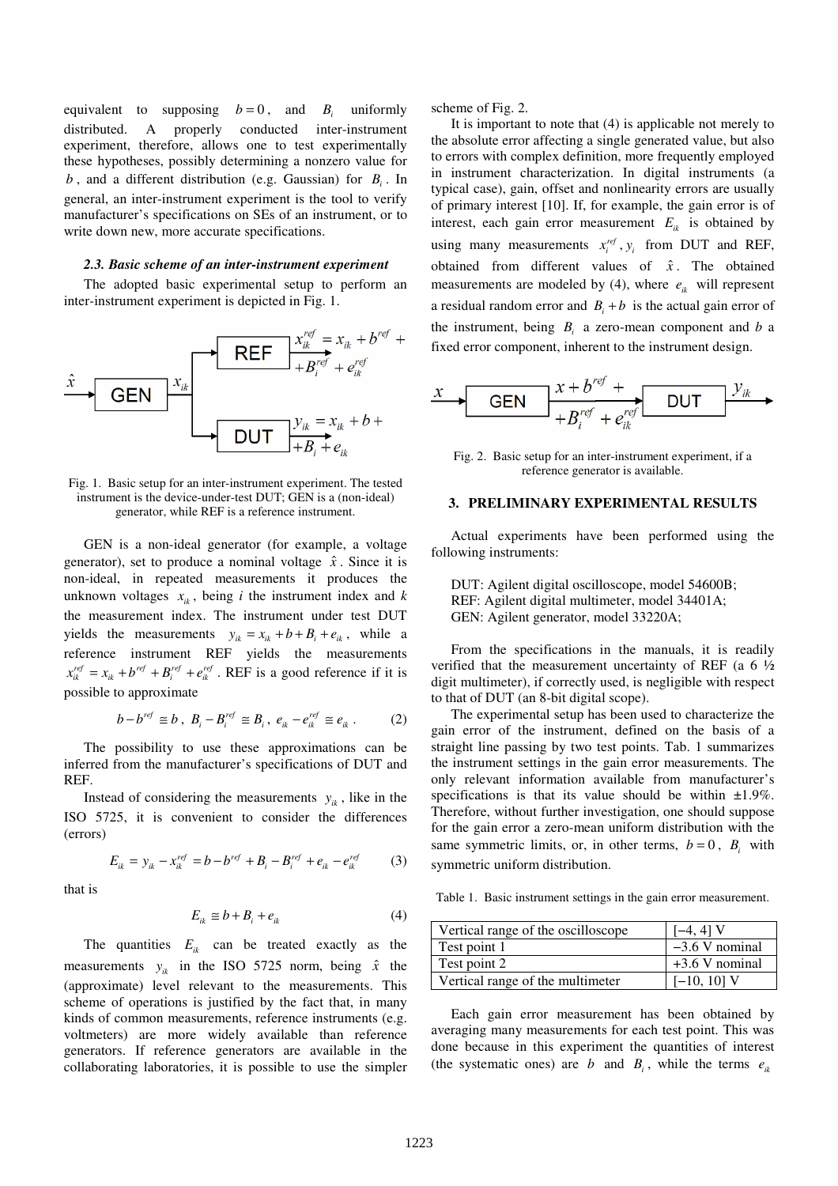equivalent to supposing $b = 0$, and $B_i$ uniformly distributed. A properly conducted inter-instrument experiment, therefore, allows one to test experimentally these hypotheses, possibly determining a nonzero value for $b$, and a different distribution (e.g. Gaussian) for $B_i$. In general, an inter-instrument experiment is the tool to verify manufacturer's specifications on SEs of an instrument, or to write down new, more accurate specifications.

### *2.3. Basic scheme of an inter-instrument experiment*

The adopted basic experimental setup to perform an inter-instrument experiment is depicted in Fig. 1.

Fig. 1. Basic setup for an inter-instrument experiment. The tested instrument is the device-under-test DUT; GEN is a (non-ideal) generator, while REF is a reference instrument.

GEN is a non-ideal generator (for example, a voltage generator), set to produce a nominal voltage $\hat{x}$. Since it is non-ideal, in repeated measurements it produces the unknown voltages $x_{ik}$, being $i$ the instrument index and $k$ the measurement index. The instrument under test DUT yields the measurements $y_{ik} = x_{ik} + b + B_i + e_{ik}$, while a reference instrument REF yields the measurements $x_{ik}^{ref} = x_{ik} + b^{ref} + B_i^{ref} + e_{ik}^{ref}$. REF is a good reference if it is possible to approximate

$$b - b^{ref} \cong b\,,\; B_i - B_i^{ref} \cong B_i\,,\; e_{ik} - e_{ik}^{ref} \cong e_{ik}\,. \qquad (2)$$

The possibility to use these approximations can be inferred from the manufacturer's specifications of DUT and REF.

Instead of considering the measurements $y_{ik}$, like in the ISO 5725, it is convenient to consider the differences (errors)

$$E_{ik} = y_{ik} - x_{ik}^{ref} = b - b^{ref} + B_i - B_i^{ref} + e_{ik} - e_{ik}^{ref} \qquad (3)$$

that is

$$E_{ik} \cong b + B_i + e_{ik} \qquad (4)$$

The quantities $E_{ik}$ can be treated exactly as the measurements $y_{ik}$ in the ISO 5725 norm, being $\hat{x}$ the (approximate) level relevant to the measurements. This scheme of operations is justified by the fact that, in many kinds of common measurements, reference instruments (e.g. voltmeters) are more widely available than reference generators. If reference generators are available in the collaborating laboratories, it is possible to use the simpler scheme of Fig. 2.

It is important to note that (4) is applicable not merely to the absolute error affecting a single generated value, but also to errors with complex definition, more frequently employed in instrument characterization. In digital instruments (a typical case), gain, offset and nonlinearity errors are usually of primary interest [10]. If, for example, the gain error is of interest, each gain error measurement $E_{ik}$ is obtained by using many measurements $x_i^{ref}, y_i$ from DUT and REF, obtained from different values of $\hat{x}$. The obtained measurements are modeled by (4), where $e_{ik}$ will represent a residual random error and $B_i + b$ is the actual gain error of the instrument, being $B_i$ a zero-mean component and $b$ a fixed error component, inherent to the instrument design.

Fig. 2. Basic setup for an inter-instrument experiment, if a reference generator is available.

## 3. PRELIMINARY EXPERIMENTAL RESULTS

Actual experiments have been performed using the following instruments:

DUT: Agilent digital oscilloscope, model 54600B;
REF: Agilent digital multimeter, model 34401A;
GEN: Agilent generator, model 33220A;

From the specifications in the manuals, it is readily verified that the measurement uncertainty of REF (a 6 ½ digit multimeter), if correctly used, is negligible with respect to that of DUT (an 8-bit digital scope).

The experimental setup has been used to characterize the gain error of the instrument, defined on the basis of a straight line passing by two test points. Tab. 1 summarizes the instrument settings in the gain error measurements. The only relevant information available from manufacturer's specifications is that its value should be within ±1.9%. Therefore, without further investigation, one should suppose for the gain error a zero-mean uniform distribution with the same symmetric limits, or, in other terms, $b = 0$, $B_i$ with symmetric uniform distribution.

Table 1. Basic instrument settings in the gain error measurement.

| | |
|---|---|
| Vertical range of the oscilloscope | [–4, 4] V |
| Test point 1 | –3.6 V nominal |
| Test point 2 | +3.6 V nominal |
| Vertical range of the multimeter | [–10, 10] V |

Each gain error measurement has been obtained by averaging many measurements for each test point. This was done because in this experiment the quantities of interest (the systematic ones) are $b$ and $B_i$, while the terms $e_{ik}$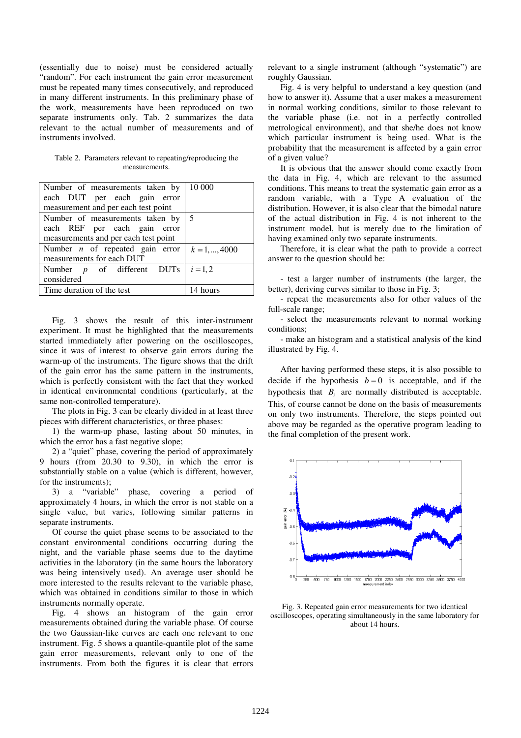(essentially due to noise) must be considered actually "random". For each instrument the gain error measurement must be repeated many times consecutively, and reproduced in many different instruments. In this preliminary phase of the work, measurements have been reproduced on two separate instruments only. Tab. 2 summarizes the data relevant to the actual number of measurements and of instruments involved.

Table 2. Parameters relevant to repeating/reproducing the measurements.

| | |
|---|---|
| Number of measurements taken by each DUT per each gain error measurement and per each test point | 10 000 |
| Number of measurements taken by each REF per each gain error measurements and per each test point | 5 |
| Number $n$ of repeated gain error measurements for each DUT | $k = 1, \ldots, 4000$ |
| Number $p$ of different DUTs considered | $i = 1, 2$ |
| Time duration of the test | 14 hours |

Fig. 3 shows the result of this inter-instrument experiment. It must be highlighted that the measurements started immediately after powering on the oscilloscopes, since it was of interest to observe gain errors during the warm-up of the instruments. The figure shows that the drift of the gain error has the same pattern in the instruments, which is perfectly consistent with the fact that they worked in identical environmental conditions (particularly, at the same non-controlled temperature).

The plots in Fig. 3 can be clearly divided in at least three pieces with different characteristics, or three phases:

1) the warm-up phase, lasting about 50 minutes, in which the error has a fast negative slope;

2) a "quiet" phase, covering the period of approximately 9 hours (from 20.30 to 9.30), in which the error is substantially stable on a value (which is different, however, for the instruments);

3) a "variable" phase, covering a period of approximately 4 hours, in which the error is not stable on a single value, but varies, following similar patterns in separate instruments.

Of course the quiet phase seems to be associated to the constant environmental conditions occurring during the night, and the variable phase seems due to the daytime activities in the laboratory (in the same hours the laboratory was being intensively used). An average user should be more interested to the results relevant to the variable phase, which was obtained in conditions similar to those in which instruments normally operate.

Fig. 4 shows an histogram of the gain error measurements obtained during the variable phase. Of course the two Gaussian-like curves are each one relevant to one instrument. Fig. 5 shows a quantile-quantile plot of the same gain error measurements, relevant only to one of the instruments. From both the figures it is clear that errors relevant to a single instrument (although "systematic") are roughly Gaussian.

Fig. 4 is very helpful to understand a key question (and how to answer it). Assume that a user makes a measurement in normal working conditions, similar to those relevant to the variable phase (i.e. not in a perfectly controlled metrological environment), and that she/he does not know which particular instrument is being used. What is the probability that the measurement is affected by a gain error of a given value?

It is obvious that the answer should come exactly from the data in Fig. 4, which are relevant to the assumed conditions. This means to treat the systematic gain error as a random variable, with a Type A evaluation of the distribution. However, it is also clear that the bimodal nature of the actual distribution in Fig. 4 is not inherent to the instrument model, but is merely due to the limitation of having examined only two separate instruments.

Therefore, it is clear what the path to provide a correct answer to the question should be:

- test a larger number of instruments (the larger, the better), deriving curves similar to those in Fig. 3;
- repeat the measurements also for other values of the full-scale range;
- select the measurements relevant to normal working conditions;
- make an histogram and a statistical analysis of the kind illustrated by Fig. 4.

After having performed these steps, it is also possible to decide if the hypothesis $b = 0$ is acceptable, and if the hypothesis that $B_i$ are normally distributed is acceptable. This, of course cannot be done on the basis of measurements on only two instruments. Therefore, the steps pointed out above may be regarded as the operative program leading to the final completion of the present work.

Fig. 3. Repeated gain error measurements for two identical oscilloscopes, operating simultaneously in the same laboratory for about 14 hours.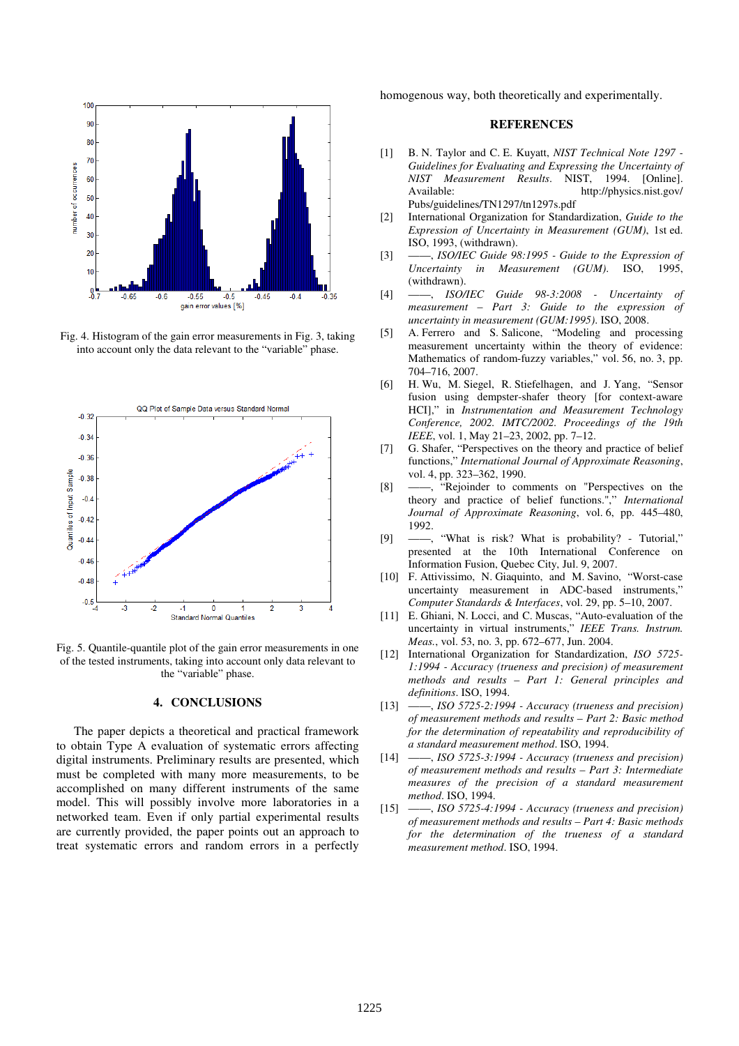100
90
80
70
60
50
40
30
20
10
0
number of occurrences
-0.7 -0.65 -0.6 -0.55 -0.5 -0.45 -0.4 -0.35
gain error values [%]

Fig. 4. Histogram of the gain error measurements in Fig. 3, taking into account only the data relevant to the "variable" phase.

QQ Plot of Sample Data versus Standard Normal
-0.32
-0.34
-0.36
-0.38
-0.4
-0.42
-0.44
-0.46
-0.48
-0.5
Quantiles of Input Sample
-4 -3 -2 -1 0 1 2 3 4
Standard Normal Quantiles

Fig. 5. Quantile-quantile plot of the gain error measurements in one of the tested instruments, taking into account only data relevant to the "variable" phase.

## 4. CONCLUSIONS

The paper depicts a theoretical and practical framework to obtain Type A evaluation of systematic errors affecting digital instruments. Preliminary results are presented, which must be completed with many more measurements, to be accomplished on many different instruments of the same model. This will possibly involve more laboratories in a networked team. Even if only partial experimental results are currently provided, the paper points out an approach to treat systematic errors and random errors in a perfectly homogenous way, both theoretically and experimentally.

## REFERENCES

[1] B. N. Taylor and C. E. Kuyatt, *NIST Technical Note 1297 - Guidelines for Evaluating and Expressing the Uncertainty of NIST Measurement Results*. NIST, 1994. [Online]. Available: http://physics.nist.gov/Pubs/guidelines/TN1297/tn1297s.pdf

[2] International Organization for Standardization, *Guide to the Expression of Uncertainty in Measurement (GUM)*, 1st ed. ISO, 1993, (withdrawn).

[3] ——, *ISO/IEC Guide 98:1995 - Guide to the Expression of Uncertainty in Measurement (GUM)*. ISO, 1995, (withdrawn).

[4] ——, *ISO/IEC Guide 98-3:2008 - Uncertainty of measurement – Part 3: Guide to the expression of uncertainty in measurement (GUM:1995)*. ISO, 2008.

[5] A. Ferrero and S. Salicone, "Modeling and processing measurement uncertainty within the theory of evidence: Mathematics of random-fuzzy variables," vol. 56, no. 3, pp. 704–716, 2007.

[6] H. Wu, M. Siegel, R. Stiefelhagen, and J. Yang, "Sensor fusion using dempster-shafer theory [for context-aware HCI]," in *Instrumentation and Measurement Technology Conference, 2002. IMTC/2002. Proceedings of the 19th IEEE*, vol. 1, May 21–23, 2002, pp. 7–12.

[7] G. Shafer, "Perspectives on the theory and practice of belief functions," *International Journal of Approximate Reasoning*, vol. 4, pp. 323–362, 1990.

[8] ——, "Rejoinder to comments on "Perspectives on the theory and practice of belief functions."," *International Journal of Approximate Reasoning*, vol. 6, pp. 445–480, 1992.

[9] ——, "What is risk? What is probability? - Tutorial," presented at the 10th International Conference on Information Fusion, Quebec City, Jul. 9, 2007.

[10] F. Attivissimo, N. Giaquinto, and M. Savino, "Worst-case uncertainty measurement in ADC-based instruments," *Computer Standards & Interfaces*, vol. 29, pp. 5–10, 2007.

[11] E. Ghiani, N. Locci, and C. Muscas, "Auto-evaluation of the uncertainty in virtual instruments," *IEEE Trans. Instrum. Meas.*, vol. 53, no. 3, pp. 672–677, Jun. 2004.

[12] International Organization for Standardization, *ISO 5725-1:1994 - Accuracy (trueness and precision) of measurement methods and results – Part 1: General principles and definitions*. ISO, 1994.

[13] ——, *ISO 5725-2:1994 - Accuracy (trueness and precision) of measurement methods and results – Part 2: Basic method for the determination of repeatability and reproducibility of a standard measurement method*. ISO, 1994.

[14] ——, *ISO 5725-3:1994 - Accuracy (trueness and precision) of measurement methods and results – Part 3: Intermediate measures of the precision of a standard measurement method*. ISO, 1994.

[15] ——, *ISO 5725-4:1994 - Accuracy (trueness and precision) of measurement methods and results – Part 4: Basic methods for the determination of the trueness of a standard measurement method*. ISO, 1994.